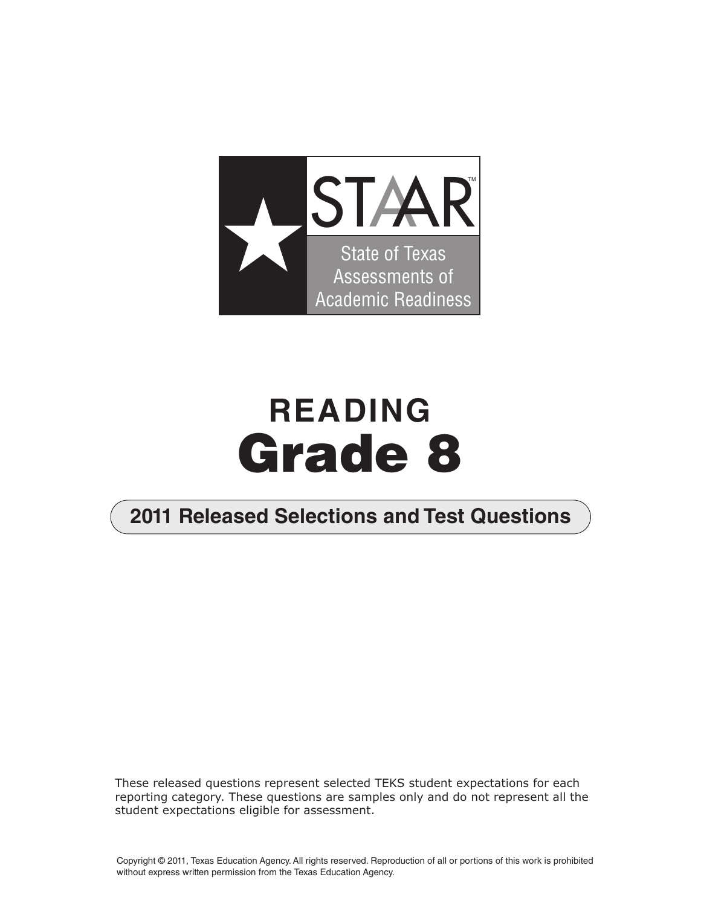STAAR™

State of Texas Assessments of Academic Readiness

# READING
# Grade 8

## 2011 Released Selections and Test Questions

These released questions represent selected TEKS student expectations for each reporting category. These questions are samples only and do not represent all the student expectations eligible for assessment.

Copyright © 2011, Texas Education Agency. All rights reserved. Reproduction of all or portions of this work is prohibited without express written permission from the Texas Education Agency.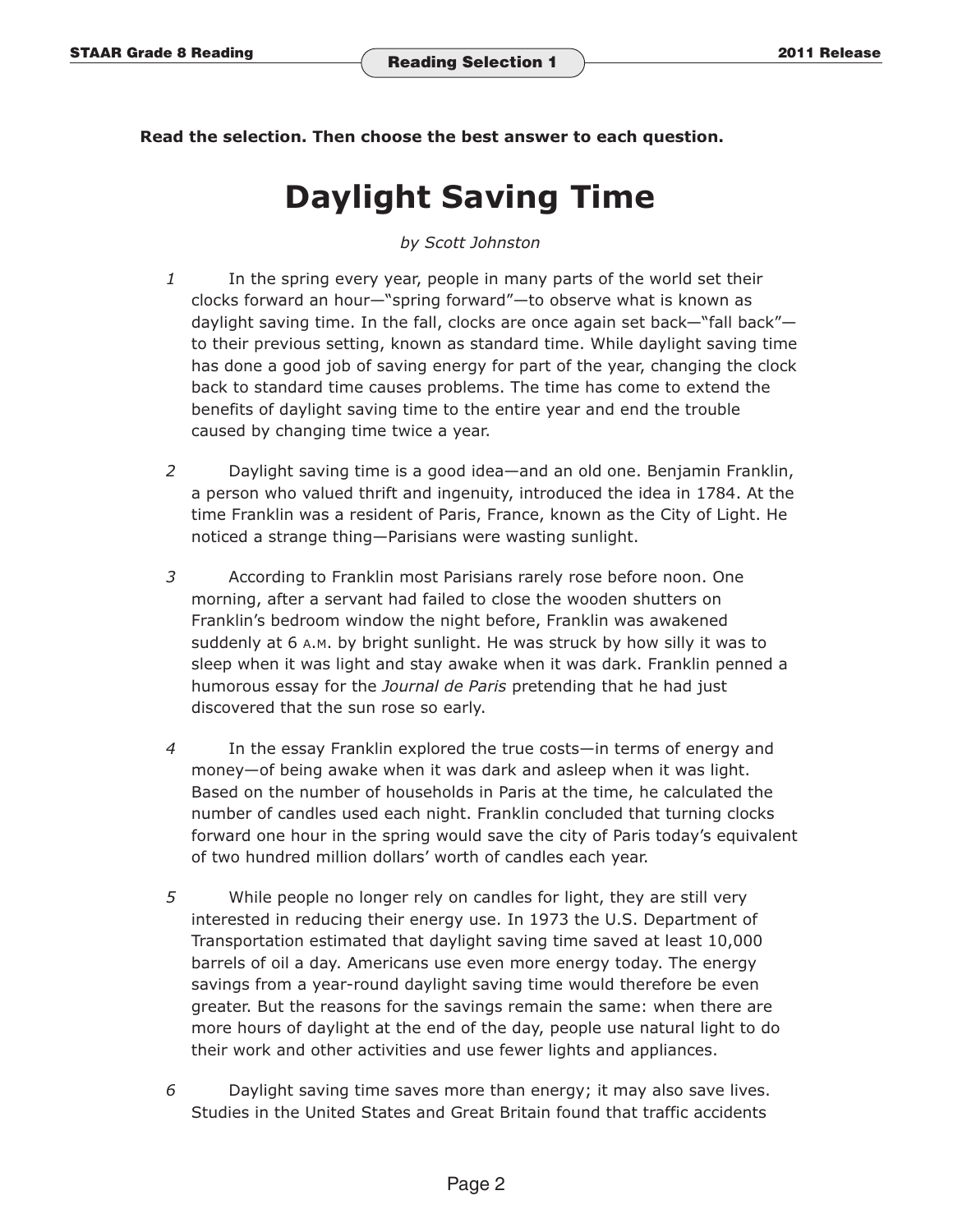Read the selection. Then choose the best answer to each question.

# Daylight Saving Time

*by Scott Johnston*

1 In the spring every year, people in many parts of the world set their clocks forward an hour—"spring forward"—to observe what is known as daylight saving time. In the fall, clocks are once again set back—"fall back"—to their previous setting, known as standard time. While daylight saving time has done a good job of saving energy for part of the year, changing the clock back to standard time causes problems. The time has come to extend the benefits of daylight saving time to the entire year and end the trouble caused by changing time twice a year.

2 Daylight saving time is a good idea—and an old one. Benjamin Franklin, a person who valued thrift and ingenuity, introduced the idea in 1784. At the time Franklin was a resident of Paris, France, known as the City of Light. He noticed a strange thing—Parisians were wasting sunlight.

3 According to Franklin most Parisians rarely rose before noon. One morning, after a servant had failed to close the wooden shutters on Franklin's bedroom window the night before, Franklin was awakened suddenly at 6 A.M. by bright sunlight. He was struck by how silly it was to sleep when it was light and stay awake when it was dark. Franklin penned a humorous essay for the *Journal de Paris* pretending that he had just discovered that the sun rose so early.

4 In the essay Franklin explored the true costs—in terms of energy and money—of being awake when it was dark and asleep when it was light. Based on the number of households in Paris at the time, he calculated the number of candles used each night. Franklin concluded that turning clocks forward one hour in the spring would save the city of Paris today's equivalent of two hundred million dollars' worth of candles each year.

5 While people no longer rely on candles for light, they are still very interested in reducing their energy use. In 1973 the U.S. Department of Transportation estimated that daylight saving time saved at least 10,000 barrels of oil a day. Americans use even more energy today. The energy savings from a year-round daylight saving time would therefore be even greater. But the reasons for the savings remain the same: when there are more hours of daylight at the end of the day, people use natural light to do their work and other activities and use fewer lights and appliances.

6 Daylight saving time saves more than energy; it may also save lives. Studies in the United States and Great Britain found that traffic accidents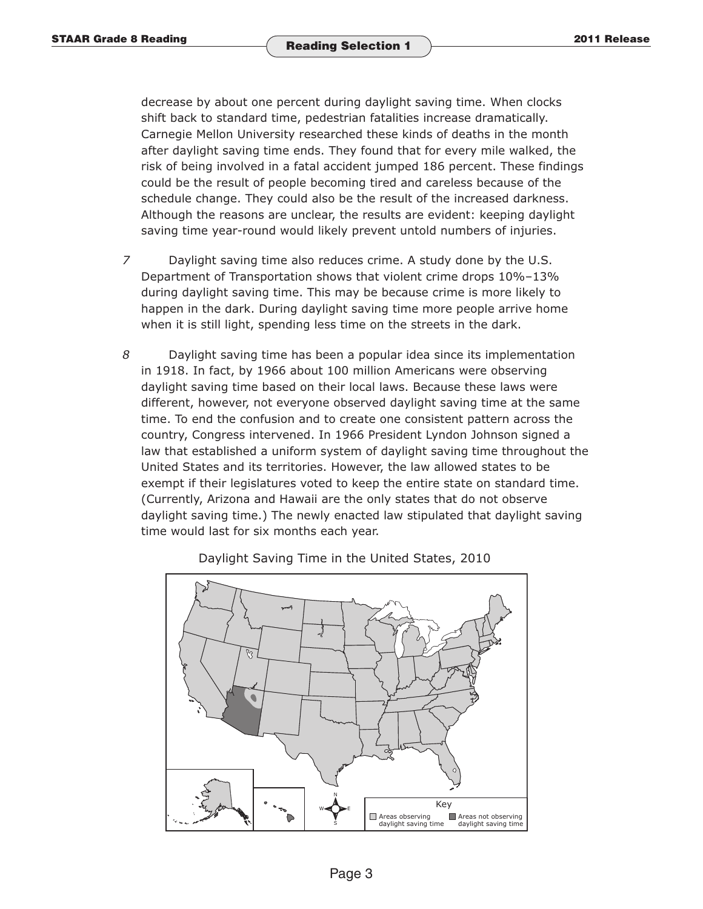decrease by about one percent during daylight saving time. When clocks shift back to standard time, pedestrian fatalities increase dramatically. Carnegie Mellon University researched these kinds of deaths in the month after daylight saving time ends. They found that for every mile walked, the risk of being involved in a fatal accident jumped 186 percent. These findings could be the result of people becoming tired and careless because of the schedule change. They could also be the result of the increased darkness. Although the reasons are unclear, the results are evident: keeping daylight saving time year-round would likely prevent untold numbers of injuries.

*7* Daylight saving time also reduces crime. A study done by the U.S. Department of Transportation shows that violent crime drops 10%–13% during daylight saving time. This may be because crime is more likely to happen in the dark. During daylight saving time more people arrive home when it is still light, spending less time on the streets in the dark.

*8* Daylight saving time has been a popular idea since its implementation in 1918. In fact, by 1966 about 100 million Americans were observing daylight saving time based on their local laws. Because these laws were different, however, not everyone observed daylight saving time at the same time. To end the confusion and to create one consistent pattern across the country, Congress intervened. In 1966 President Lyndon Johnson signed a law that established a uniform system of daylight saving time throughout the United States and its territories. However, the law allowed states to be exempt if their legislatures voted to keep the entire state on standard time. (Currently, Arizona and Hawaii are the only states that do not observe daylight saving time.) The newly enacted law stipulated that daylight saving time would last for six months each year.

Daylight Saving Time in the United States, 2010

Key: Areas observing daylight saving time | Areas not observing daylight saving time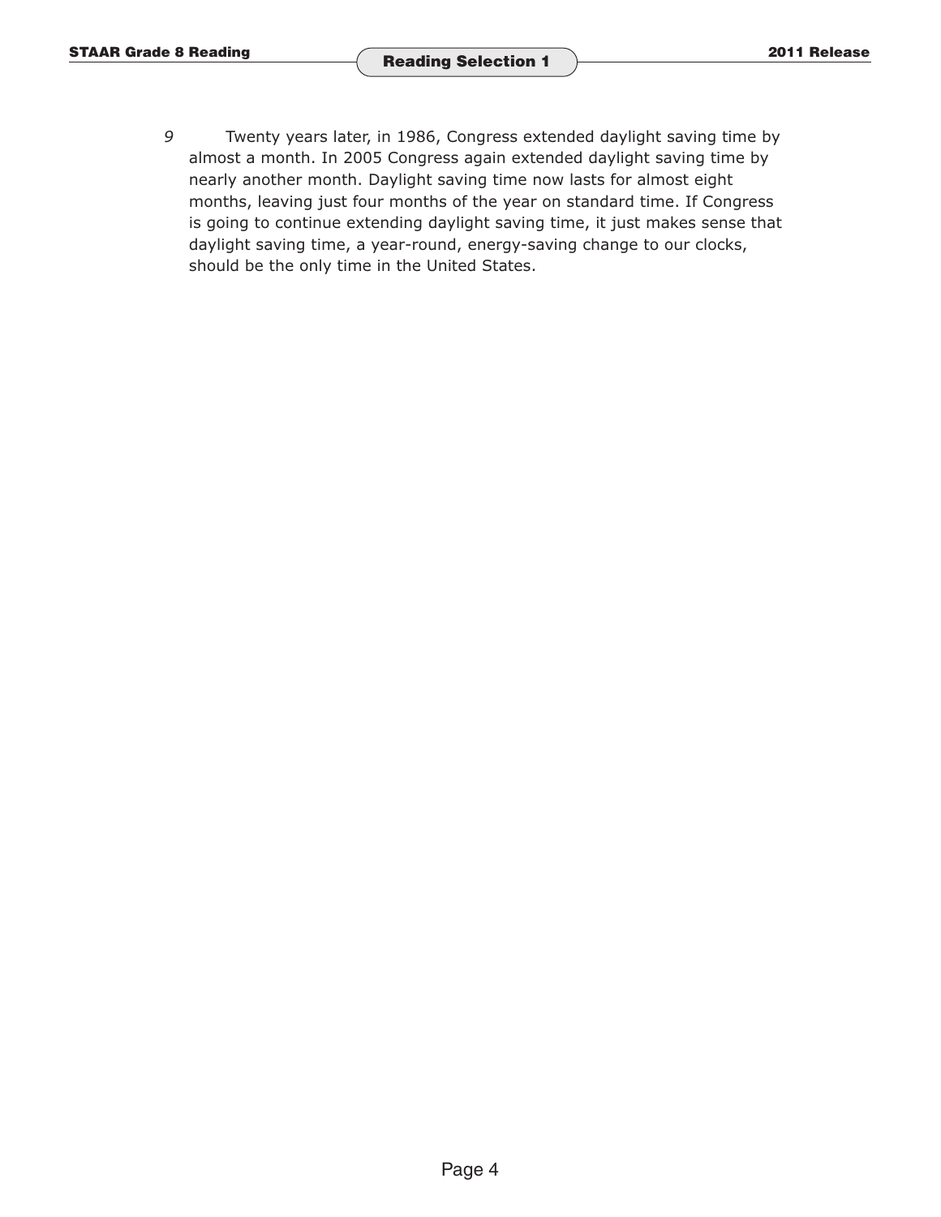9 Twenty years later, in 1986, Congress extended daylight saving time by almost a month. In 2005 Congress again extended daylight saving time by nearly another month. Daylight saving time now lasts for almost eight months, leaving just four months of the year on standard time. If Congress is going to continue extending daylight saving time, it just makes sense that daylight saving time, a year-round, energy-saving change to our clocks, should be the only time in the United States.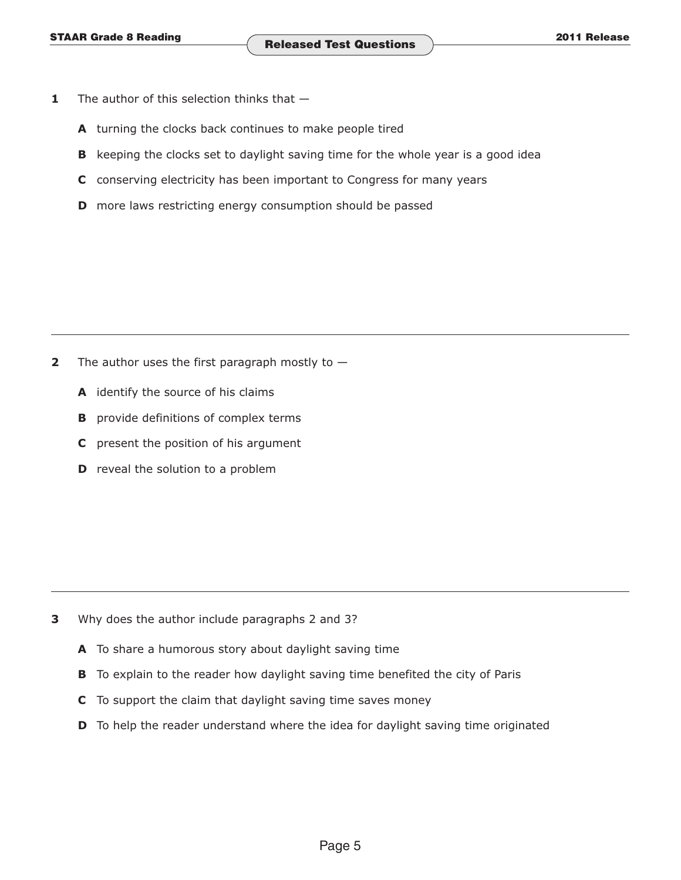**1** The author of this selection thinks that —

**A** turning the clocks back continues to make people tired

**B** keeping the clocks set to daylight saving time for the whole year is a good idea

**C** conserving electricity has been important to Congress for many years

**D** more laws restricting energy consumption should be passed

---

**2** The author uses the first paragraph mostly to —

**A** identify the source of his claims

**B** provide definitions of complex terms

**C** present the position of his argument

**D** reveal the solution to a problem

---

**3** Why does the author include paragraphs 2 and 3?

**A** To share a humorous story about daylight saving time

**B** To explain to the reader how daylight saving time benefited the city of Paris

**C** To support the claim that daylight saving time saves money

**D** To help the reader understand where the idea for daylight saving time originated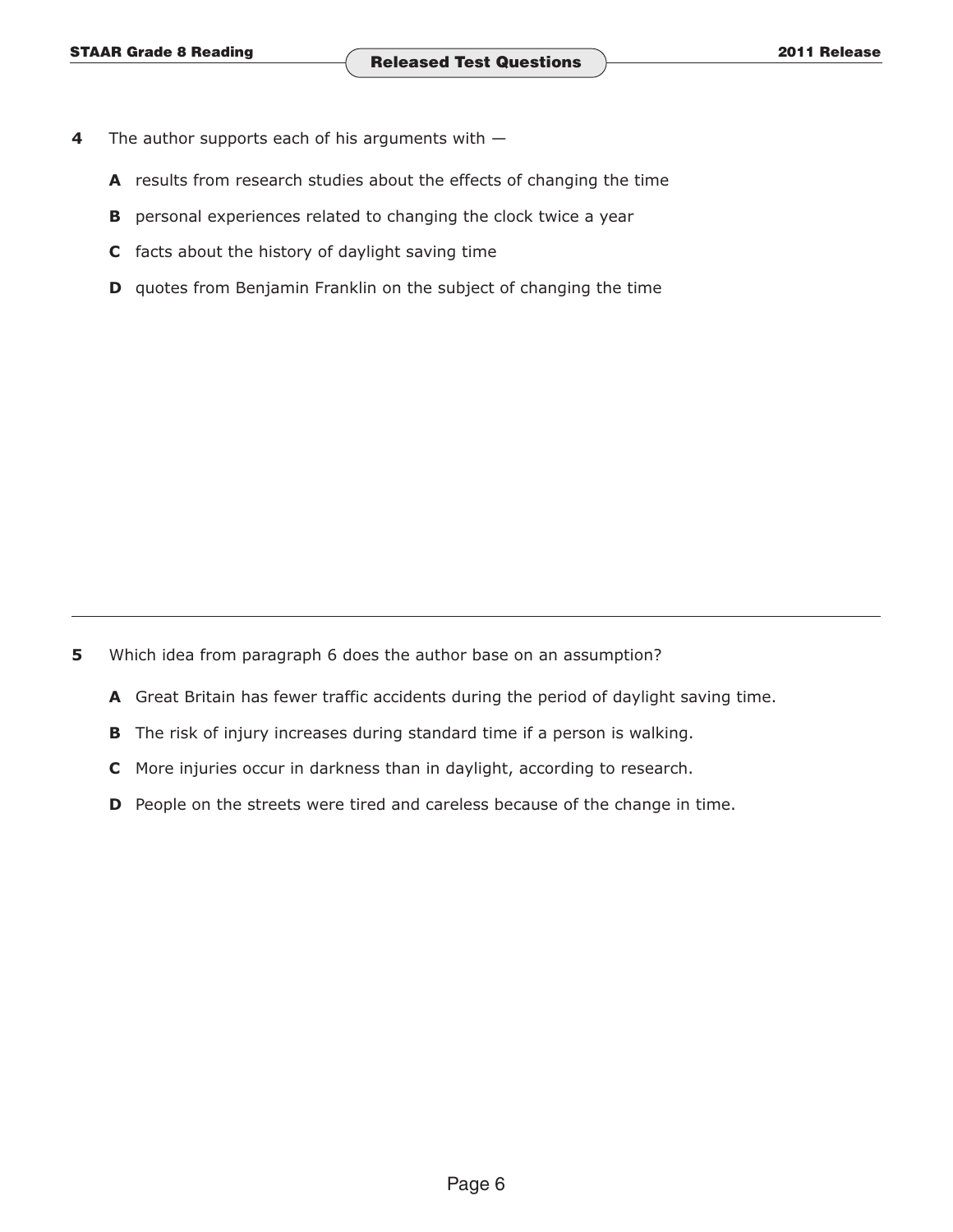**4** The author supports each of his arguments with —

**A** results from research studies about the effects of changing the time

**B** personal experiences related to changing the clock twice a year

**C** facts about the history of daylight saving time

**D** quotes from Benjamin Franklin on the subject of changing the time

---

**5** Which idea from paragraph 6 does the author base on an assumption?

**A** Great Britain has fewer traffic accidents during the period of daylight saving time.

**B** The risk of injury increases during standard time if a person is walking.

**C** More injuries occur in darkness than in daylight, according to research.

**D** People on the streets were tired and careless because of the change in time.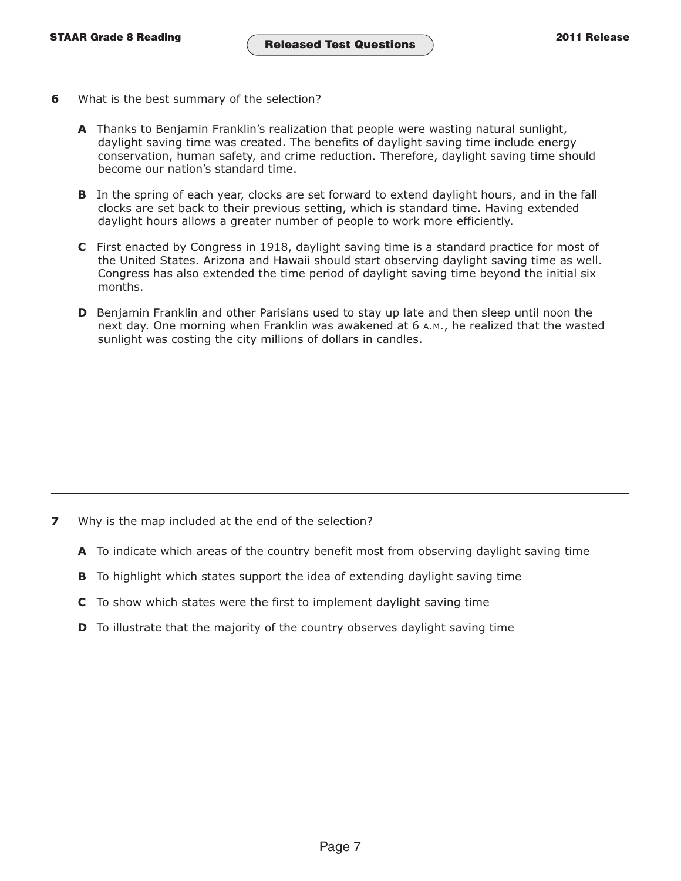**6** What is the best summary of the selection?

**A** Thanks to Benjamin Franklin's realization that people were wasting natural sunlight, daylight saving time was created. The benefits of daylight saving time include energy conservation, human safety, and crime reduction. Therefore, daylight saving time should become our nation's standard time.

**B** In the spring of each year, clocks are set forward to extend daylight hours, and in the fall clocks are set back to their previous setting, which is standard time. Having extended daylight hours allows a greater number of people to work more efficiently.

**C** First enacted by Congress in 1918, daylight saving time is a standard practice for most of the United States. Arizona and Hawaii should start observing daylight saving time as well. Congress has also extended the time period of daylight saving time beyond the initial six months.

**D** Benjamin Franklin and other Parisians used to stay up late and then sleep until noon the next day. One morning when Franklin was awakened at 6 A.M., he realized that the wasted sunlight was costing the city millions of dollars in candles.

---

**7** Why is the map included at the end of the selection?

**A** To indicate which areas of the country benefit most from observing daylight saving time

**B** To highlight which states support the idea of extending daylight saving time

**C** To show which states were the first to implement daylight saving time

**D** To illustrate that the majority of the country observes daylight saving time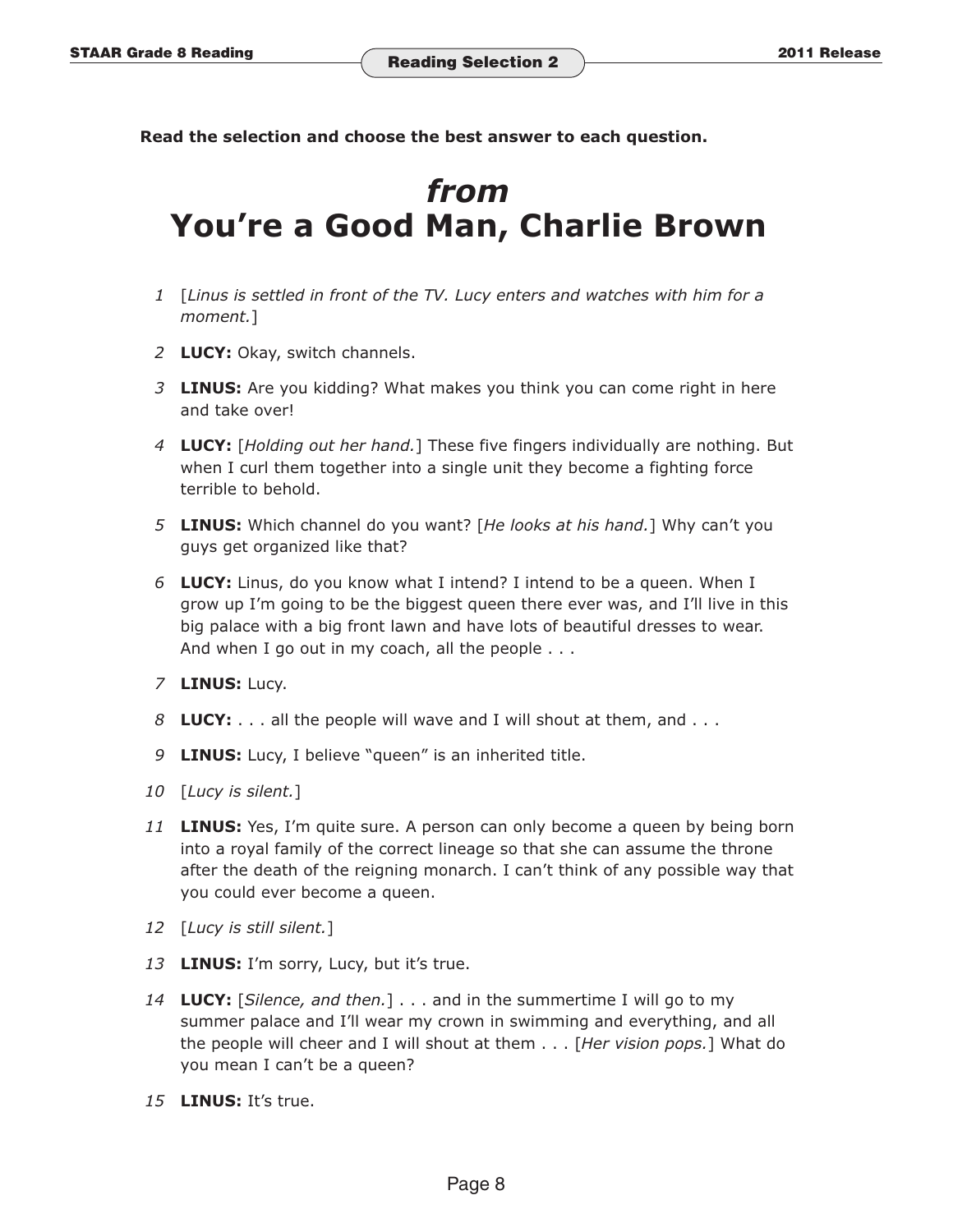**Read the selection and choose the best answer to each question.**

# *from* You're a Good Man, Charlie Brown

1 [*Linus is settled in front of the TV. Lucy enters and watches with him for a moment.*]

2 **LUCY:** Okay, switch channels.

3 **LINUS:** Are you kidding? What makes you think you can come right in here and take over!

4 **LUCY:** [*Holding out her hand.*] These five fingers individually are nothing. But when I curl them together into a single unit they become a fighting force terrible to behold.

5 **LINUS:** Which channel do you want? [*He looks at his hand.*] Why can't you guys get organized like that?

6 **LUCY:** Linus, do you know what I intend? I intend to be a queen. When I grow up I'm going to be the biggest queen there ever was, and I'll live in this big palace with a big front lawn and have lots of beautiful dresses to wear. And when I go out in my coach, all the people . . .

7 **LINUS:** Lucy.

8 **LUCY:** . . . all the people will wave and I will shout at them, and . . .

9 **LINUS:** Lucy, I believe "queen" is an inherited title.

10 [*Lucy is silent.*]

11 **LINUS:** Yes, I'm quite sure. A person can only become a queen by being born into a royal family of the correct lineage so that she can assume the throne after the death of the reigning monarch. I can't think of any possible way that you could ever become a queen.

12 [*Lucy is still silent.*]

13 **LINUS:** I'm sorry, Lucy, but it's true.

14 **LUCY:** [*Silence, and then.*] . . . and in the summertime I will go to my summer palace and I'll wear my crown in swimming and everything, and all the people will cheer and I will shout at them . . . [*Her vision pops.*] What do you mean I can't be a queen?

15 **LINUS:** It's true.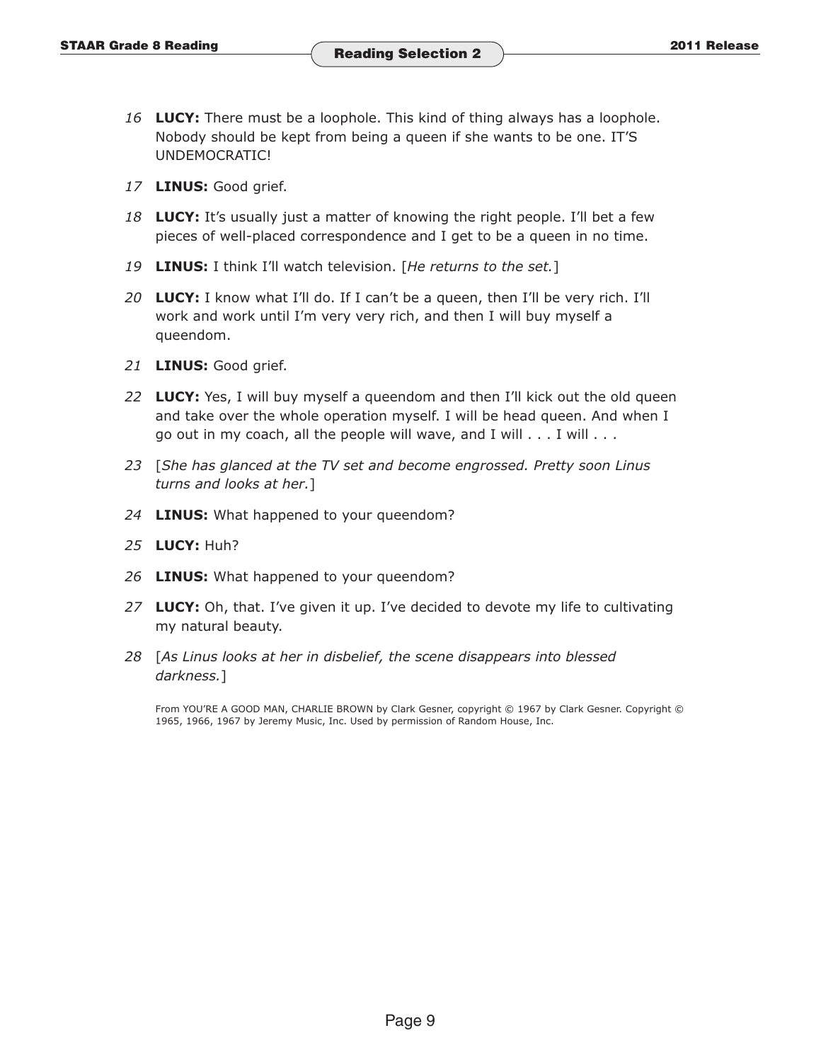16 **LUCY:** There must be a loophole. This kind of thing always has a loophole. Nobody should be kept from being a queen if she wants to be one. IT'S UNDEMOCRATIC!

17 **LINUS:** Good grief.

18 **LUCY:** It's usually just a matter of knowing the right people. I'll bet a few pieces of well-placed correspondence and I get to be a queen in no time.

19 **LINUS:** I think I'll watch television. [*He returns to the set.*]

20 **LUCY:** I know what I'll do. If I can't be a queen, then I'll be very rich. I'll work and work until I'm very very rich, and then I will buy myself a queendom.

21 **LINUS:** Good grief.

22 **LUCY:** Yes, I will buy myself a queendom and then I'll kick out the old queen and take over the whole operation myself. I will be head queen. And when I go out in my coach, all the people will wave, and I will . . . I will . . .

23 [*She has glanced at the TV set and become engrossed. Pretty soon Linus turns and looks at her.*]

24 **LINUS:** What happened to your queendom?

25 **LUCY:** Huh?

26 **LINUS:** What happened to your queendom?

27 **LUCY:** Oh, that. I've given it up. I've decided to devote my life to cultivating my natural beauty.

28 [*As Linus looks at her in disbelief, the scene disappears into blessed darkness.*]

From YOU'RE A GOOD MAN, CHARLIE BROWN by Clark Gesner, copyright © 1967 by Clark Gesner. Copyright © 1965, 1966, 1967 by Jeremy Music, Inc. Used by permission of Random House, Inc.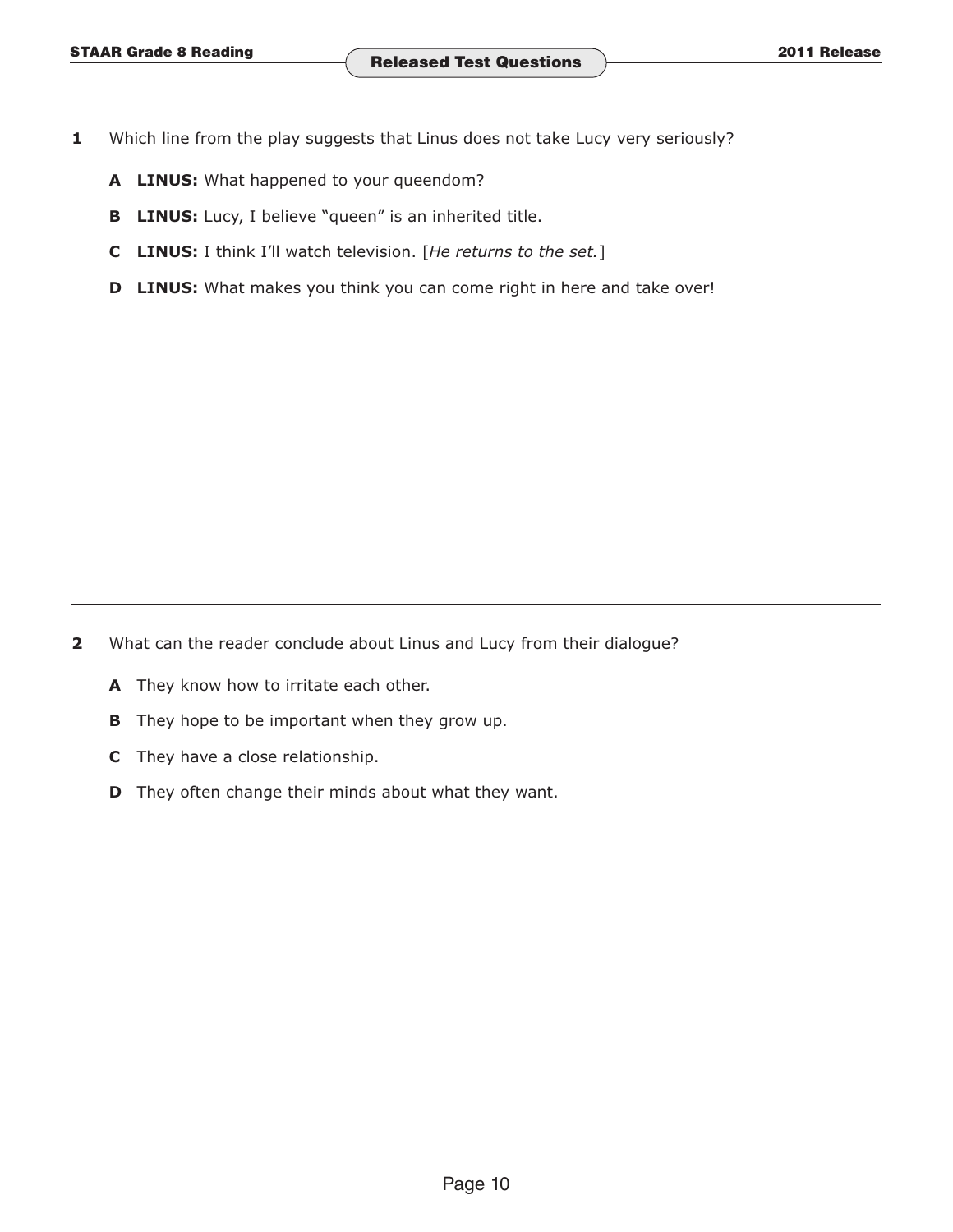**1** Which line from the play suggests that Linus does not take Lucy very seriously?

- **A** **LINUS:** What happened to your queendom?
- **B** **LINUS:** Lucy, I believe "queen" is an inherited title.
- **C** **LINUS:** I think I'll watch television. [*He returns to the set.*]
- **D** **LINUS:** What makes you think you can come right in here and take over!

---

**2** What can the reader conclude about Linus and Lucy from their dialogue?

- **A** They know how to irritate each other.
- **B** They hope to be important when they grow up.
- **C** They have a close relationship.
- **D** They often change their minds about what they want.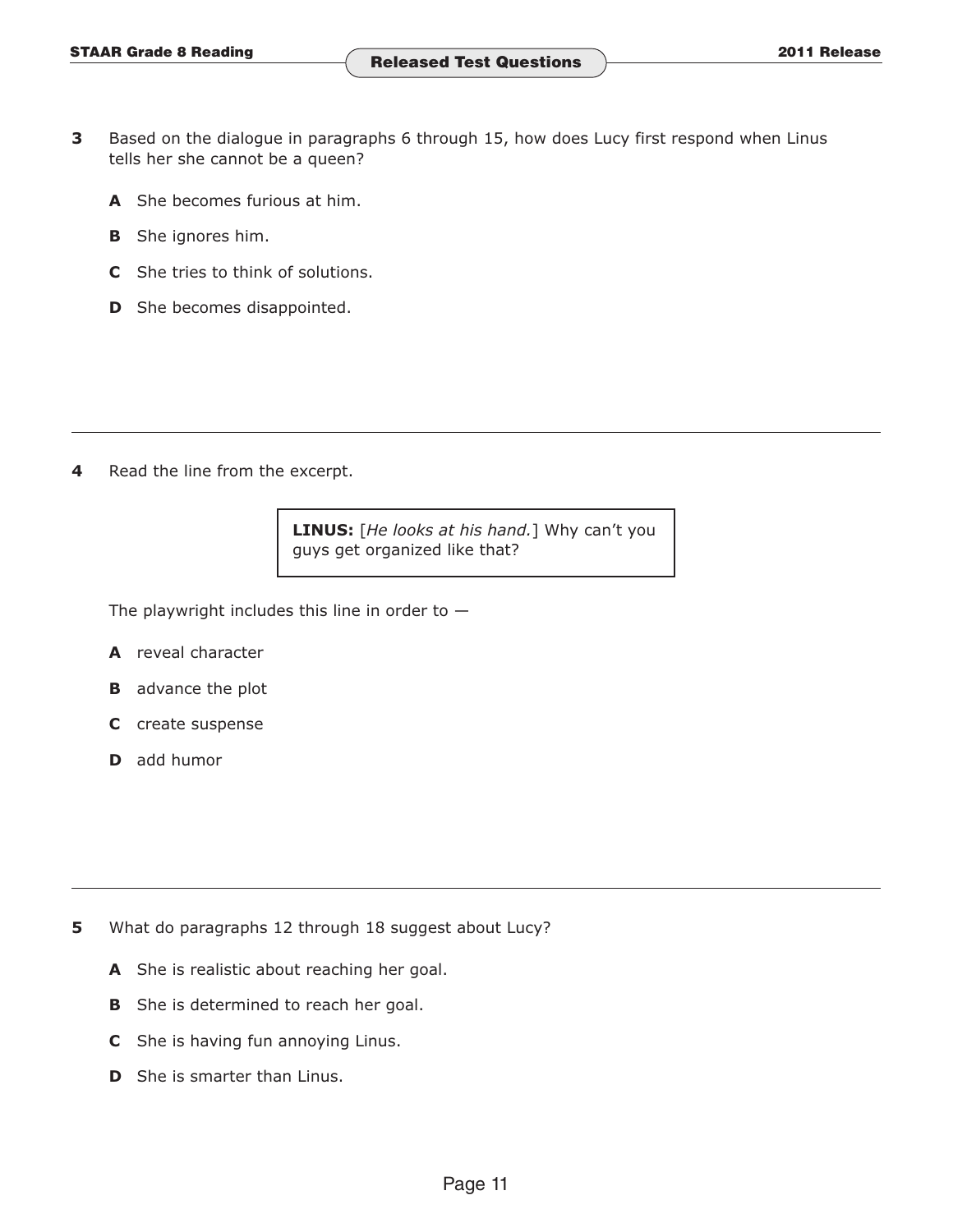**3** Based on the dialogue in paragraphs 6 through 15, how does Lucy first respond when Linus tells her she cannot be a queen?

- **A** She becomes furious at him.
- **B** She ignores him.
- **C** She tries to think of solutions.
- **D** She becomes disappointed.

---

**4** Read the line from the excerpt.

> **LINUS:** [*He looks at his hand.*] Why can't you guys get organized like that?

The playwright includes this line in order to —

- **A** reveal character
- **B** advance the plot
- **C** create suspense
- **D** add humor

---

**5** What do paragraphs 12 through 18 suggest about Lucy?

- **A** She is realistic about reaching her goal.
- **B** She is determined to reach her goal.
- **C** She is having fun annoying Linus.
- **D** She is smarter than Linus.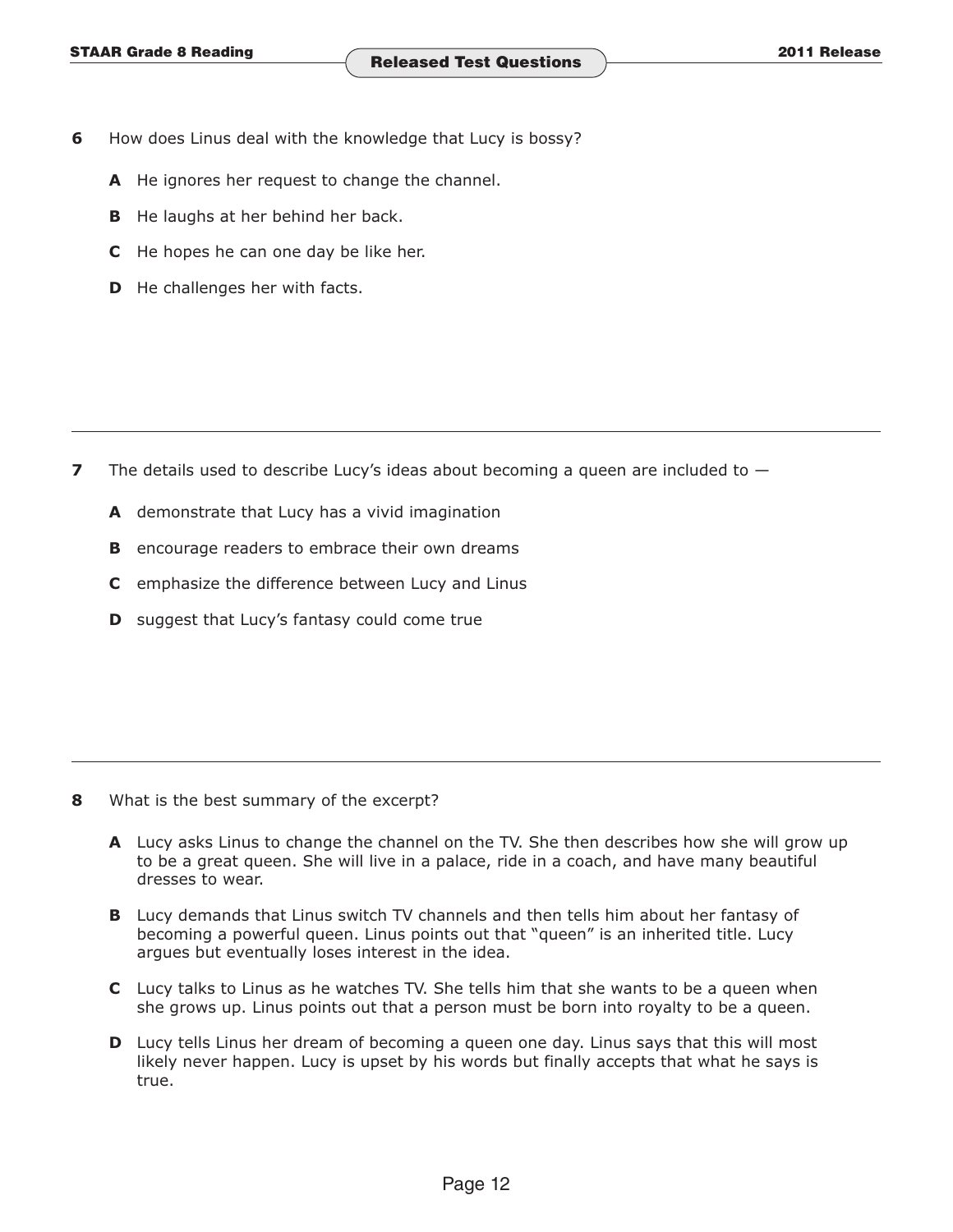**6** How does Linus deal with the knowledge that Lucy is bossy?

- **A** He ignores her request to change the channel.
- **B** He laughs at her behind her back.
- **C** He hopes he can one day be like her.
- **D** He challenges her with facts.

---

**7** The details used to describe Lucy's ideas about becoming a queen are included to —

- **A** demonstrate that Lucy has a vivid imagination
- **B** encourage readers to embrace their own dreams
- **C** emphasize the difference between Lucy and Linus
- **D** suggest that Lucy's fantasy could come true

---

**8** What is the best summary of the excerpt?

- **A** Lucy asks Linus to change the channel on the TV. She then describes how she will grow up to be a great queen. She will live in a palace, ride in a coach, and have many beautiful dresses to wear.
- **B** Lucy demands that Linus switch TV channels and then tells him about her fantasy of becoming a powerful queen. Linus points out that "queen" is an inherited title. Lucy argues but eventually loses interest in the idea.
- **C** Lucy talks to Linus as he watches TV. She tells him that she wants to be a queen when she grows up. Linus points out that a person must be born into royalty to be a queen.
- **D** Lucy tells Linus her dream of becoming a queen one day. Linus says that this will most likely never happen. Lucy is upset by his words but finally accepts that what he says is true.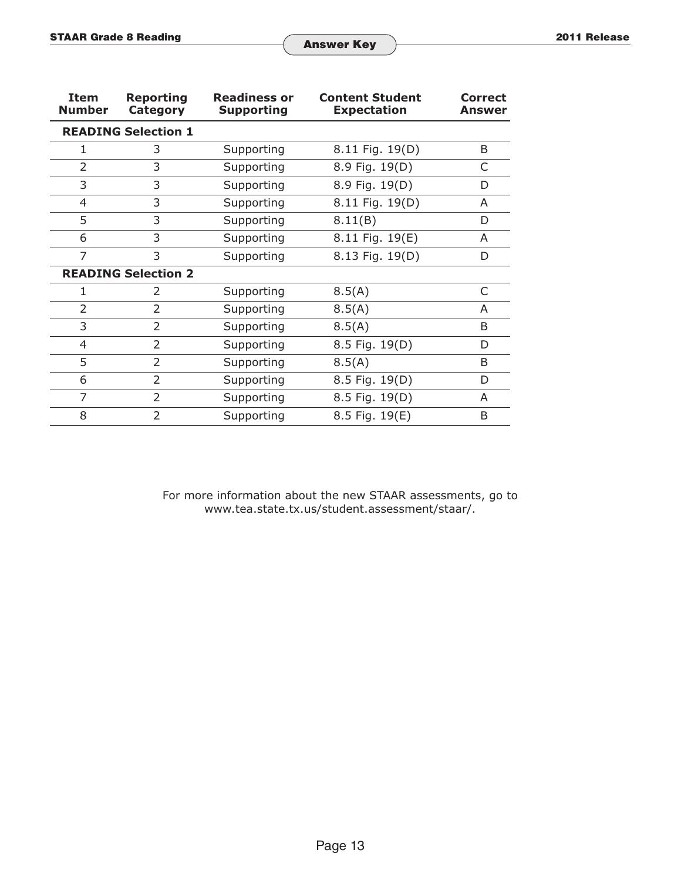| Item Number | Reporting Category | Readiness or Supporting | Content Student Expectation | Correct Answer |
|---|---|---|---|---|
| **READING Selection 1** | | | | |
| 1 | 3 | Supporting | 8.11 Fig. 19(D) | B |
| 2 | 3 | Supporting | 8.9 Fig. 19(D) | C |
| 3 | 3 | Supporting | 8.9 Fig. 19(D) | D |
| 4 | 3 | Supporting | 8.11 Fig. 19(D) | A |
| 5 | 3 | Supporting | 8.11(B) | D |
| 6 | 3 | Supporting | 8.11 Fig. 19(E) | A |
| 7 | 3 | Supporting | 8.13 Fig. 19(D) | D |
| **READING Selection 2** | | | | |
| 1 | 2 | Supporting | 8.5(A) | C |
| 2 | 2 | Supporting | 8.5(A) | A |
| 3 | 2 | Supporting | 8.5(A) | B |
| 4 | 2 | Supporting | 8.5 Fig. 19(D) | D |
| 5 | 2 | Supporting | 8.5(A) | B |
| 6 | 2 | Supporting | 8.5 Fig. 19(D) | D |
| 7 | 2 | Supporting | 8.5 Fig. 19(D) | A |
| 8 | 2 | Supporting | 8.5 Fig. 19(E) | B |

For more information about the new STAAR assessments, go to www.tea.state.tx.us/student.assessment/staar/.